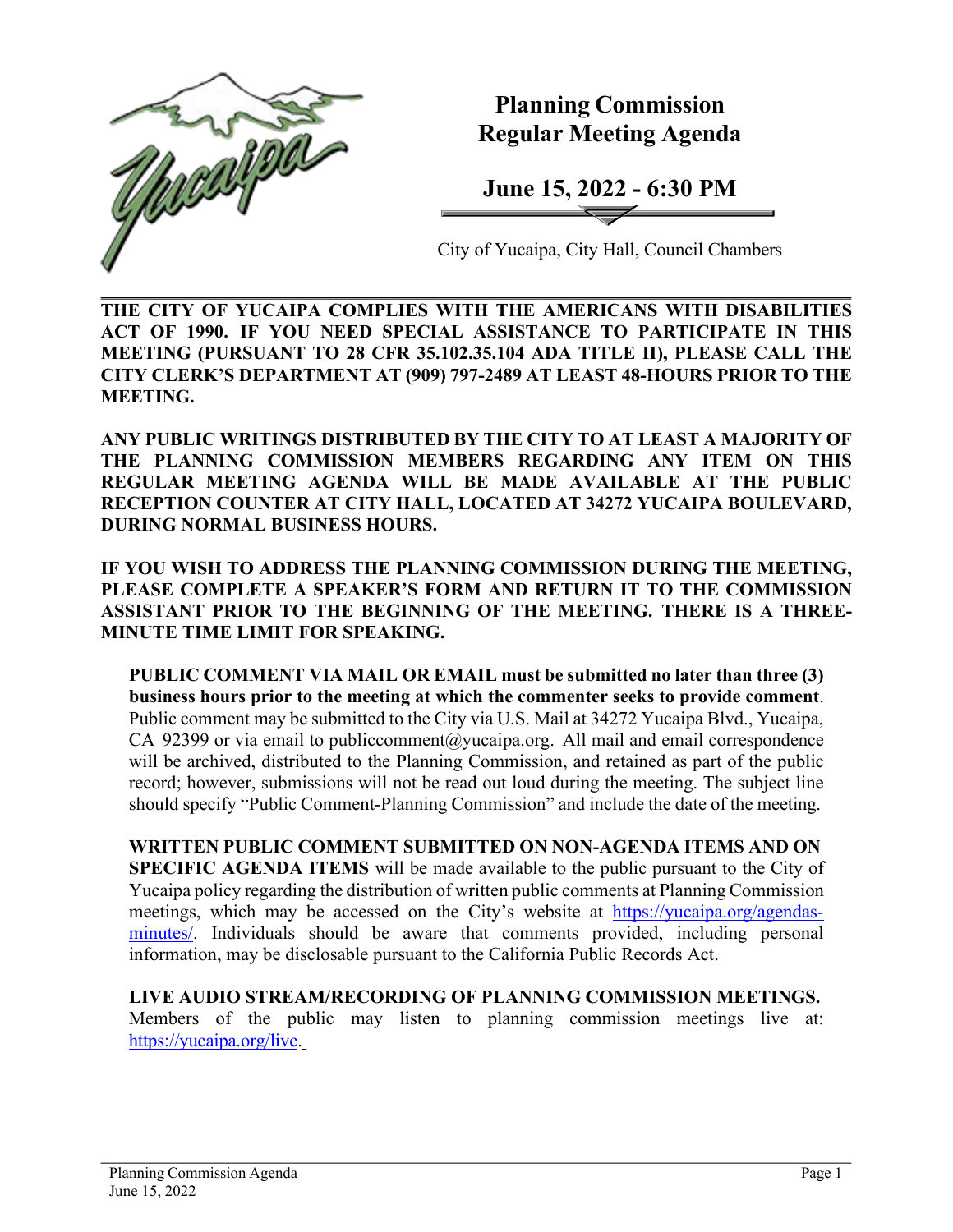# Planning Commission Regular Meeting Agenda

## June 15, 2022 - 6:30 PM

City of Yucaipa, City Hall, Council Chambers

**THE CITY OF YUCAIPA COMPLIES WITH THE AMERICANS WITH DISABILITIES ACT OF 1990. IF YOU NEED SPECIAL ASSISTANCE TO PARTICIPATE IN THIS MEETING (PURSUANT TO 28 CFR 35.102.35.104 ADA TITLE II), PLEASE CALL THE CITY CLERK'S DEPARTMENT AT (909) 797-2489 AT LEAST 48-HOURS PRIOR TO THE MEETING.**

**ANY PUBLIC WRITINGS DISTRIBUTED BY THE CITY TO AT LEAST A MAJORITY OF THE PLANNING COMMISSION MEMBERS REGARDING ANY ITEM ON THIS REGULAR MEETING AGENDA WILL BE MADE AVAILABLE AT THE PUBLIC RECEPTION COUNTER AT CITY HALL, LOCATED AT 34272 YUCAIPA BOULEVARD, DURING NORMAL BUSINESS HOURS.**

**IF YOU WISH TO ADDRESS THE PLANNING COMMISSION DURING THE MEETING, PLEASE COMPLETE A SPEAKER'S FORM AND RETURN IT TO THE COMMISSION ASSISTANT PRIOR TO THE BEGINNING OF THE MEETING. THERE IS A THREE-MINUTE TIME LIMIT FOR SPEAKING.**

**PUBLIC COMMENT VIA MAIL OR EMAIL must be submitted no later than three (3) business hours prior to the meeting at which the commenter seeks to provide comment**. Public comment may be submitted to the City via U.S. Mail at 34272 Yucaipa Blvd., Yucaipa, CA 92399 or via email to publiccomment@yucaipa.org. All mail and email correspondence will be archived, distributed to the Planning Commission, and retained as part of the public record; however, submissions will not be read out loud during the meeting. The subject line should specify "Public Comment-Planning Commission" and include the date of the meeting.

**WRITTEN PUBLIC COMMENT SUBMITTED ON NON-AGENDA ITEMS AND ON SPECIFIC AGENDA ITEMS** will be made available to the public pursuant to the City of Yucaipa policy regarding the distribution of written public comments at Planning Commission meetings, which may be accessed on the City's website at https://yucaipa.org/agendas-minutes/. Individuals should be aware that comments provided, including personal information, may be disclosable pursuant to the California Public Records Act.

**LIVE AUDIO STREAM/RECORDING OF PLANNING COMMISSION MEETINGS.** Members of the public may listen to planning commission meetings live at: https://yucaipa.org/live.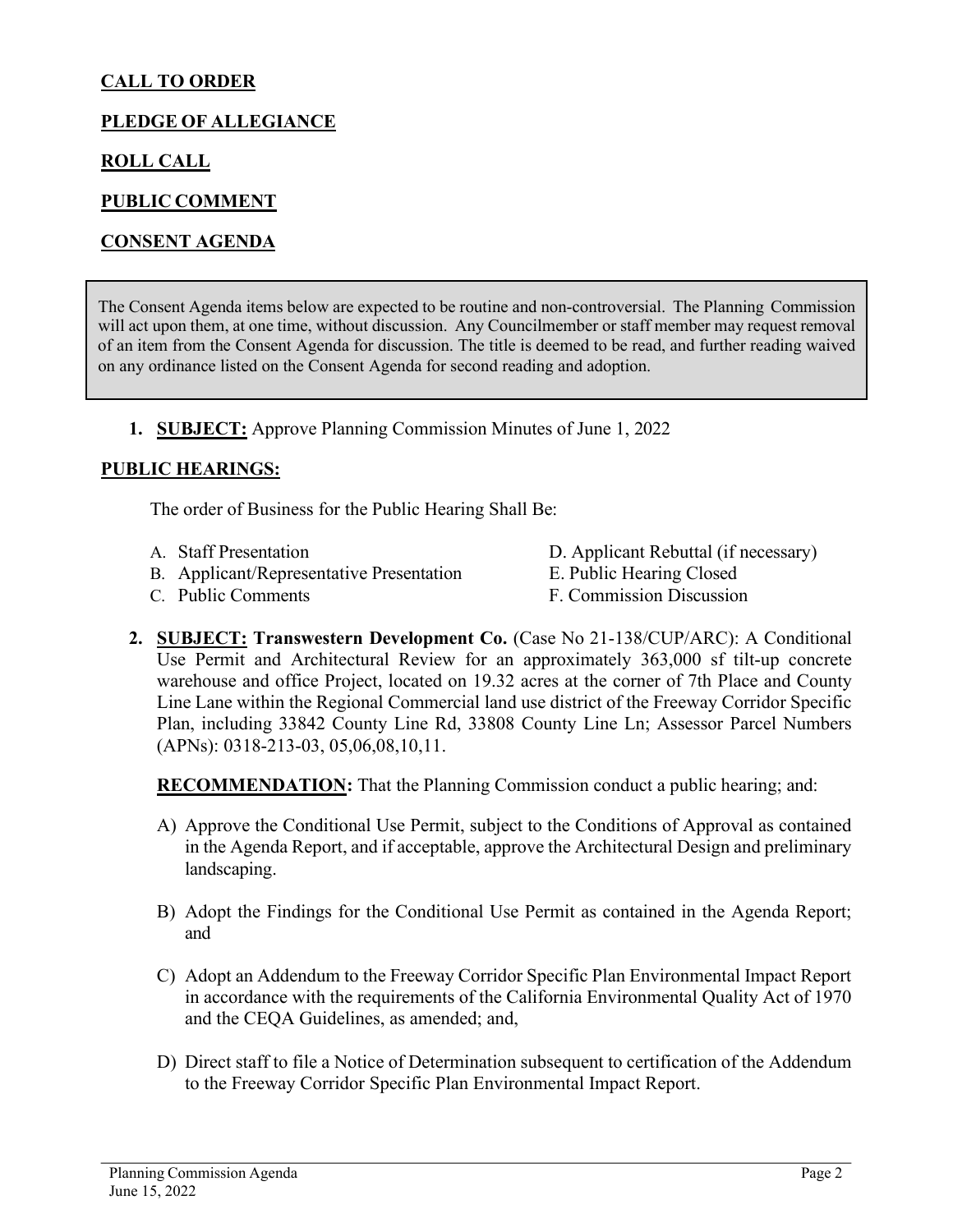## CALL TO ORDER

## PLEDGE OF ALLEGIANCE

## ROLL CALL

## PUBLIC COMMENT

## CONSENT AGENDA

> The Consent Agenda items below are expected to be routine and non-controversial. The Planning Commission will act upon them, at one time, without discussion. Any Councilmember or staff member may request removal of an item from the Consent Agenda for discussion. The title is deemed to be read, and further reading waived on any ordinance listed on the Consent Agenda for second reading and adoption.

1. **SUBJECT:** Approve Planning Commission Minutes of June 1, 2022

## PUBLIC HEARINGS:

The order of Business for the Public Hearing Shall Be:

A. Staff Presentation
B. Applicant/Representative Presentation
C. Public Comments
D. Applicant Rebuttal (if necessary)
E. Public Hearing Closed
F. Commission Discussion

2. **SUBJECT: Transwestern Development Co.** (Case No 21-138/CUP/ARC): A Conditional Use Permit and Architectural Review for an approximately 363,000 sf tilt-up concrete warehouse and office Project, located on 19.32 acres at the corner of 7th Place and County Line Lane within the Regional Commercial land use district of the Freeway Corridor Specific Plan, including 33842 County Line Rd, 33808 County Line Ln; Assessor Parcel Numbers (APNs): 0318-213-03, 05,06,08,10,11.

   **RECOMMENDATION:** That the Planning Commission conduct a public hearing; and:

   A) Approve the Conditional Use Permit, subject to the Conditions of Approval as contained in the Agenda Report, and if acceptable, approve the Architectural Design and preliminary landscaping.

   B) Adopt the Findings for the Conditional Use Permit as contained in the Agenda Report; and

   C) Adopt an Addendum to the Freeway Corridor Specific Plan Environmental Impact Report in accordance with the requirements of the California Environmental Quality Act of 1970 and the CEQA Guidelines, as amended; and,

   D) Direct staff to file a Notice of Determination subsequent to certification of the Addendum to the Freeway Corridor Specific Plan Environmental Impact Report.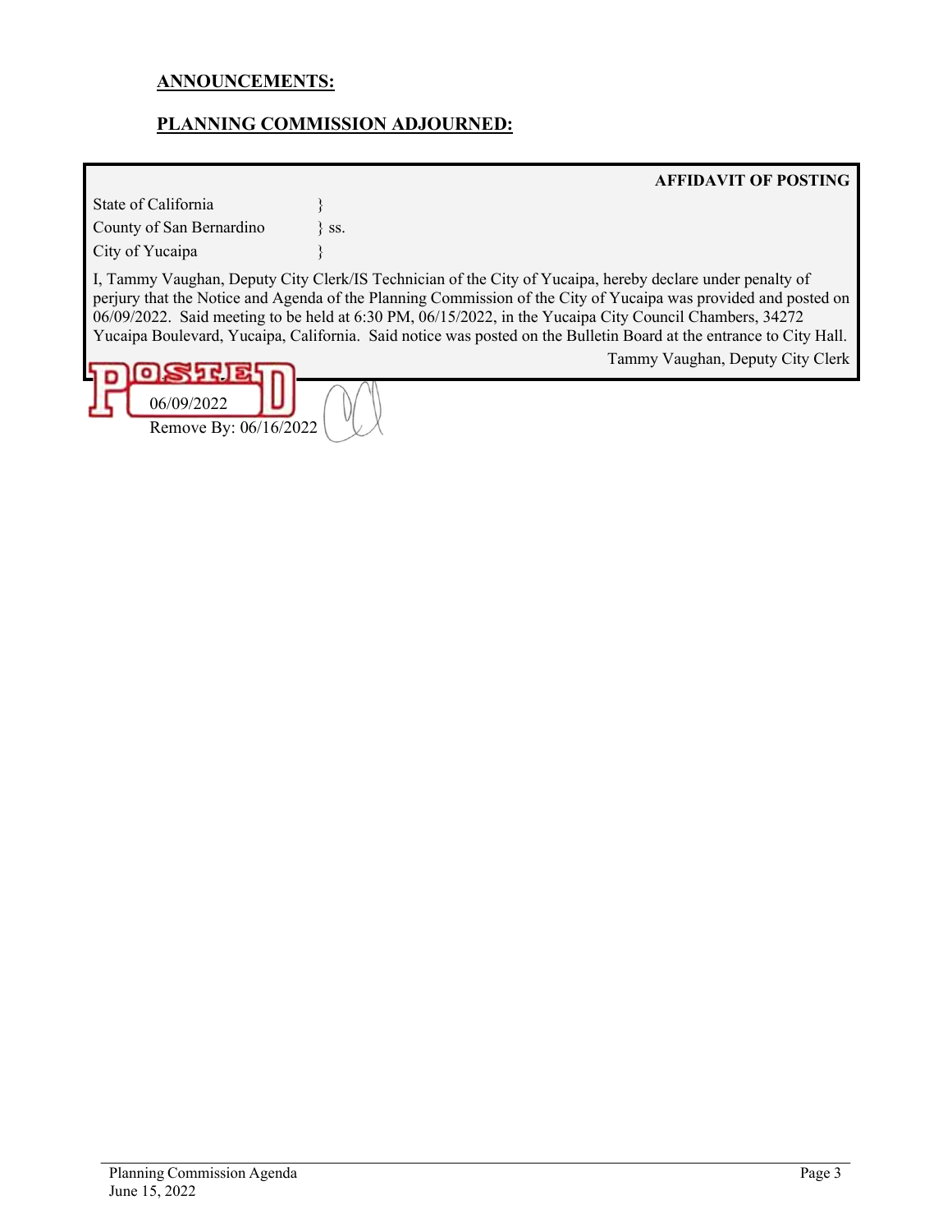**ANNOUNCEMENTS:**

**PLANNING COMMISSION ADJOURNED:**

**AFFIDAVIT OF POSTING**

State of California }
County of San Bernardino } ss.
City of Yucaipa }

I, Tammy Vaughan, Deputy City Clerk/IS Technician of the City of Yucaipa, hereby declare under penalty of perjury that the Notice and Agenda of the Planning Commission of the City of Yucaipa was provided and posted on 06/09/2022. Said meeting to be held at 6:30 PM, 06/15/2022, in the Yucaipa City Council Chambers, 34272 Yucaipa Boulevard, Yucaipa, California. Said notice was posted on the Bulletin Board at the entrance to City Hall.

Tammy Vaughan, Deputy City Clerk

POSTED
06/09/2022
Remove By: 06/16/2022